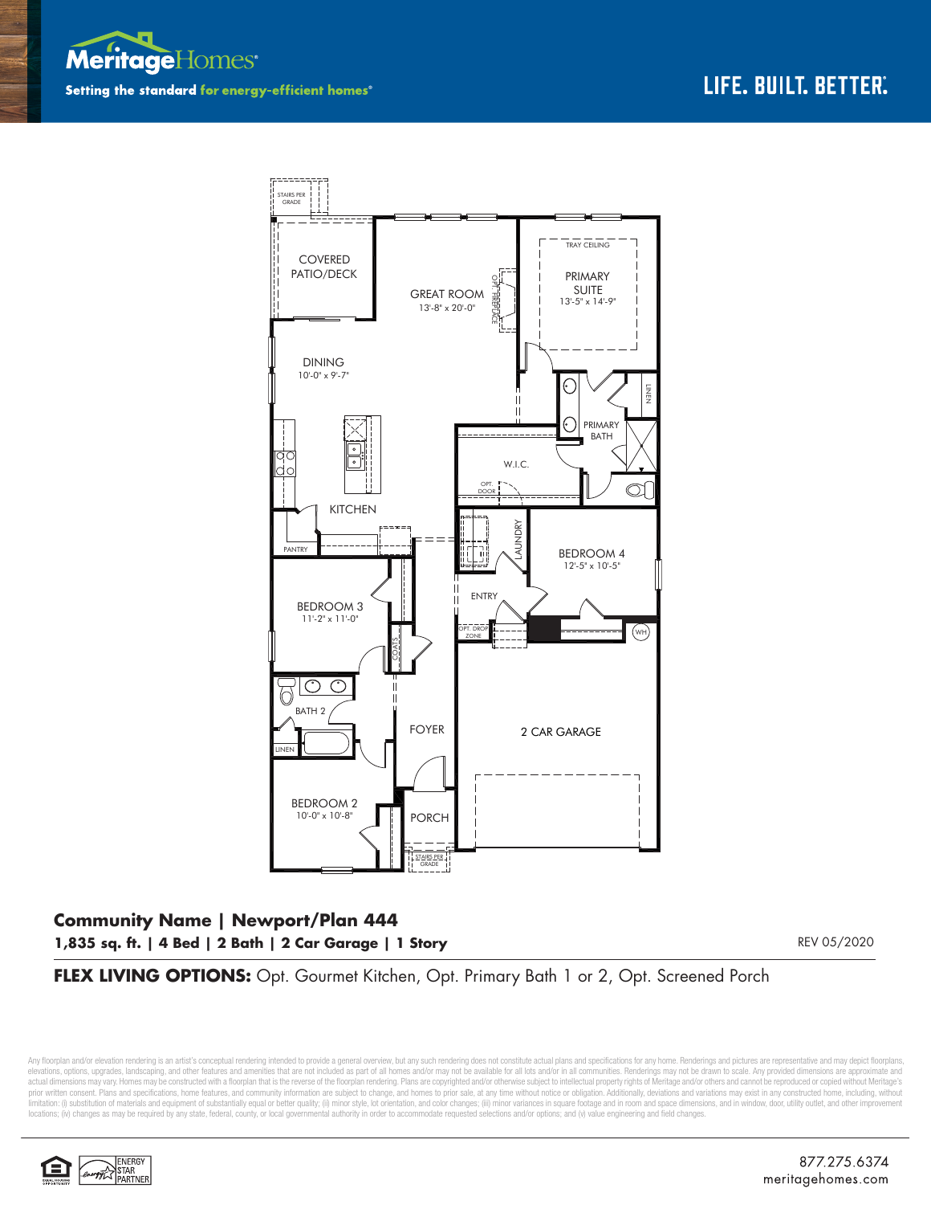Meritage Homes

**Setting the standard for energy-efficient homes®**

**LIFE. BUILT. BETTER.®**

STAIRS PER GRADE

COVERED PATIO/DECK

GREAT ROOM
13'-8" x 20'-0"

OPT. FIREPLACE

TRAY CEILING

PRIMARY SUITE
13'-5" x 14'-9"

DINING
10'-0" x 9'-7"

LINEN

PRIMARY BATH

W.I.C.

OPT. DOOR

KITCHEN

PANTRY

LAUNDRY

BEDROOM 4
12'-5" x 10'-5"

ENTRY

BEDROOM 3
11'-2" x 11'-0"

OPT. DROP ZONE

WH

COATS

BATH 2

LINEN

FOYER

2 CAR GARAGE

BEDROOM 2
10'-0" x 10'-8"

PORCH

STAIRS PER GRADE

## Community Name | Newport/Plan 444

**1,835 sq. ft. | 4 Bed | 2 Bath | 2 Car Garage | 1 Story**

REV 05/2020

**FLEX LIVING OPTIONS:** Opt. Gourmet Kitchen, Opt. Primary Bath 1 or 2, Opt. Screened Porch

Any floorplan and/or elevation rendering is an artist's conceptual rendering intended to provide a general overview, but any such rendering does not constitute actual plans and specifications for any home. Renderings and pictures are representative and may depict floorplans, elevations, options, upgrades, landscaping, and other features and amenities that are not included as part of all homes and/or may not be available for all lots and/or in all communities. Renderings may not be drawn to scale. Any provided dimensions are approximate and actual dimensions may vary. Homes may be constructed with a floorplan that is the reverse of the floorplan rendering. Plans are copyrighted and/or otherwise subject to intellectual property rights of Meritage and/or others and cannot be reproduced or copied without Meritage's prior written consent. Plans and specifications, home features, and community information are subject to change, and homes to prior sale, at any time without notice or obligation. Additionally, deviations and variations may exist in any constructed home, including, without limitation: (i) substitution of materials and equipment of substantially equal or better quality; (ii) minor style, lot orientation, and color changes; (iii) minor variances in square footage and in room and space dimensions, and in window, door, utility outlet, and other improvement locations; (iv) changes as may be required by any state, federal, county, or local governmental authority in order to accommodate requested selections and/or options; and (v) value engineering and field changes.

ENERGY STAR PARTNER

877.275.6374
meritagehomes.com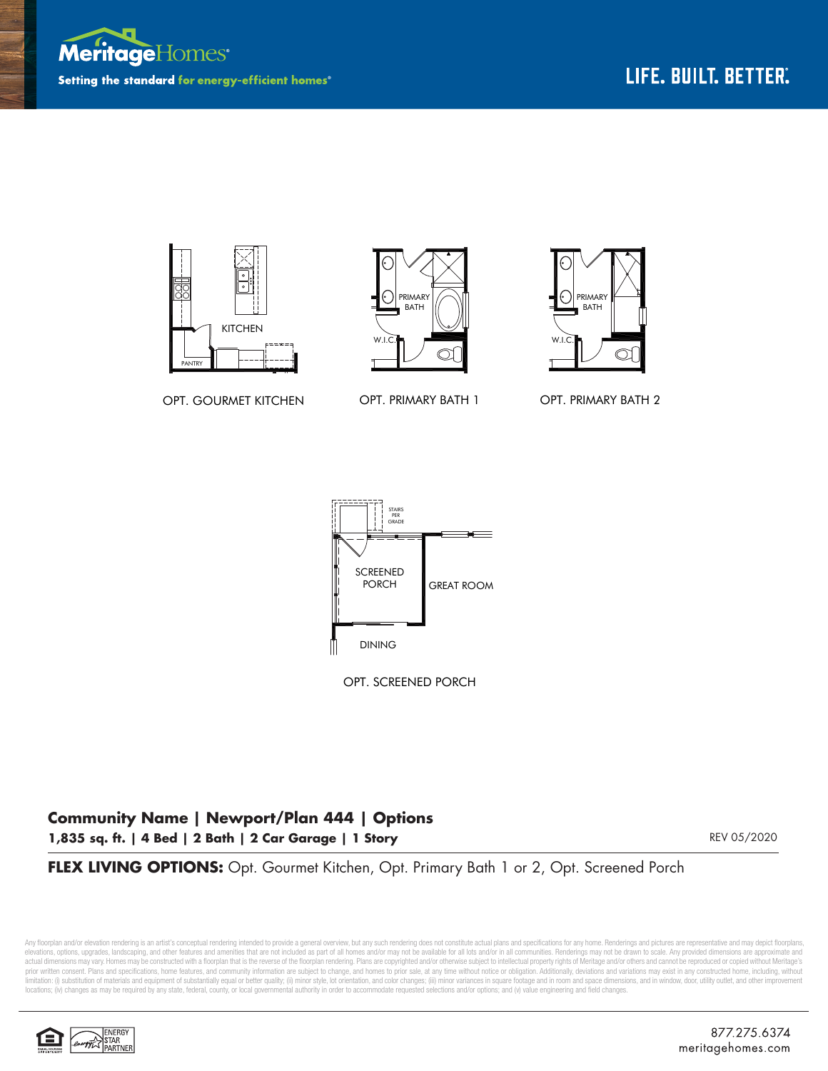Meritage Homes

Setting the standard for energy-efficient homes®

LIFE. BUILT. BETTER.®

KITCHEN

PANTRY

OPT. GOURMET KITCHEN

PRIMARY BATH

W.I.C.

OPT. PRIMARY BATH 1

PRIMARY BATH

W.I.C.

OPT. PRIMARY BATH 2

STAIRS PER GRADE

SCREENED PORCH

GREAT ROOM

DINING

OPT. SCREENED PORCH

## Community Name | Newport/Plan 444 | Options

**1,835 sq. ft. | 4 Bed | 2 Bath | 2 Car Garage | 1 Story**

REV 05/2020

**FLEX LIVING OPTIONS:** Opt. Gourmet Kitchen, Opt. Primary Bath 1 or 2, Opt. Screened Porch

Any floorplan and/or elevation rendering is an artist's conceptual rendering intended to provide a general overview, but any such rendering does not constitute actual plans and specifications for any home. Renderings and pictures are representative and may depict floorplans, elevations, options, upgrades, landscaping, and other features and amenities that are not included as part of all homes and/or may not be available for all lots and/or in all communities. Renderings may not be drawn to scale. Any provided dimensions are approximate and actual dimensions may vary. Homes may be constructed with a floorplan that is the reverse of the floorplan rendering. Plans are copyrighted and/or otherwise subject to intellectual property rights of Meritage and/or others and cannot be reproduced or copied without Meritage's prior written consent. Plans and specifications, home features, and community information are subject to change, and homes to prior sale, at any time without notice or obligation. Additionally, deviations and variations may exist in any constructed home, including, without limitation: (i) substitution of materials and equipment of substantially equal or better quality; (ii) minor style, lot orientation, and color changes; (iii) minor variances in square footage and in room and space dimensions, and in window, door, utility outlet, and other improvement locations; (iv) changes as may be required by any state, federal, county, or local governmental authority in order to accommodate requested selections and/or options; and (v) value engineering and field changes.

ENERGY STAR PARTNER

877.275.6374
meritagehomes.com